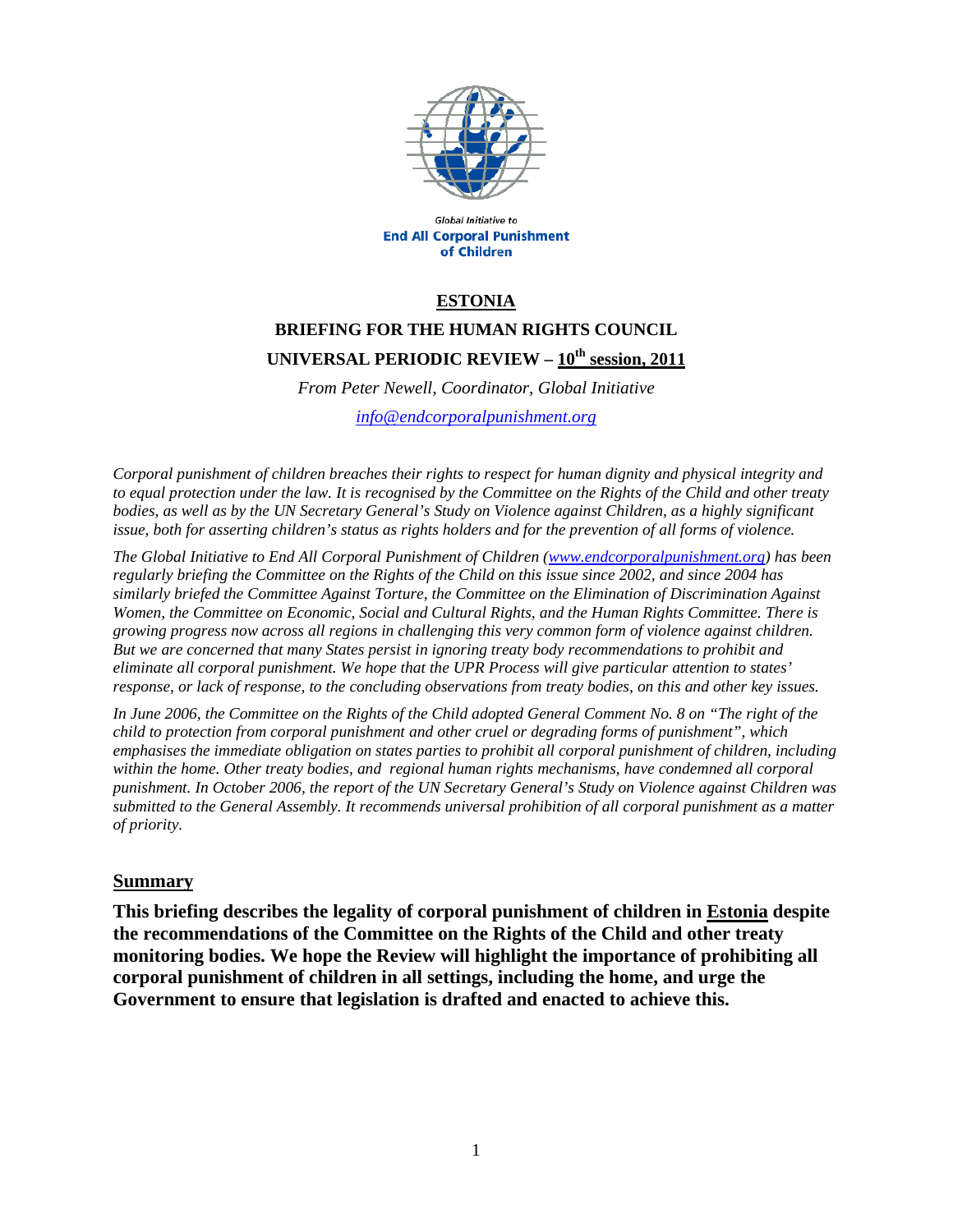Global Initiative to
**End All Corporal Punishment of Children**

# ESTONIA

## BRIEFING FOR THE HUMAN RIGHTS COUNCIL

## UNIVERSAL PERIODIC REVIEW – 10th session, 2011

*From Peter Newell, Coordinator, Global Initiative*

*info@endcorporalpunishment.org*

*Corporal punishment of children breaches their rights to respect for human dignity and physical integrity and to equal protection under the law. It is recognised by the Committee on the Rights of the Child and other treaty bodies, as well as by the UN Secretary General's Study on Violence against Children, as a highly significant issue, both for asserting children's status as rights holders and for the prevention of all forms of violence.*

*The Global Initiative to End All Corporal Punishment of Children (www.endcorporalpunishment.org) has been regularly briefing the Committee on the Rights of the Child on this issue since 2002, and since 2004 has similarly briefed the Committee Against Torture, the Committee on the Elimination of Discrimination Against Women, the Committee on Economic, Social and Cultural Rights, and the Human Rights Committee. There is growing progress now across all regions in challenging this very common form of violence against children. But we are concerned that many States persist in ignoring treaty body recommendations to prohibit and eliminate all corporal punishment. We hope that the UPR Process will give particular attention to states' response, or lack of response, to the concluding observations from treaty bodies, on this and other key issues.*

*In June 2006, the Committee on the Rights of the Child adopted General Comment No. 8 on "The right of the child to protection from corporal punishment and other cruel or degrading forms of punishment", which emphasises the immediate obligation on states parties to prohibit all corporal punishment of children, including within the home. Other treaty bodies, and regional human rights mechanisms, have condemned all corporal punishment. In October 2006, the report of the UN Secretary General's Study on Violence against Children was submitted to the General Assembly. It recommends universal prohibition of all corporal punishment as a matter of priority.*

## Summary

**This briefing describes the legality of corporal punishment of children in Estonia despite the recommendations of the Committee on the Rights of the Child and other treaty monitoring bodies. We hope the Review will highlight the importance of prohibiting all corporal punishment of children in all settings, including the home, and urge the Government to ensure that legislation is drafted and enacted to achieve this.**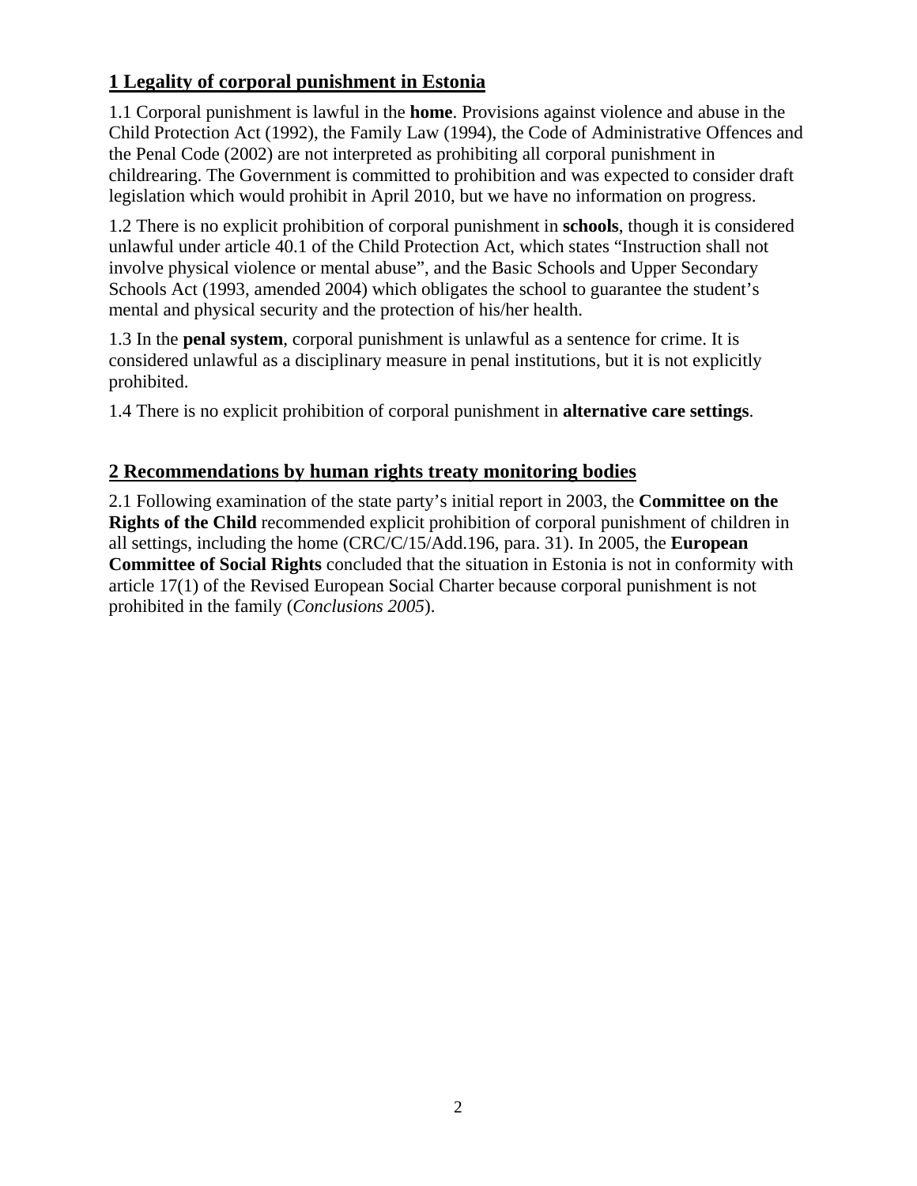## 1 Legality of corporal punishment in Estonia

1.1 Corporal punishment is lawful in the **home**. Provisions against violence and abuse in the Child Protection Act (1992), the Family Law (1994), the Code of Administrative Offences and the Penal Code (2002) are not interpreted as prohibiting all corporal punishment in childrearing. The Government is committed to prohibition and was expected to consider draft legislation which would prohibit in April 2010, but we have no information on progress.

1.2 There is no explicit prohibition of corporal punishment in **schools**, though it is considered unlawful under article 40.1 of the Child Protection Act, which states "Instruction shall not involve physical violence or mental abuse", and the Basic Schools and Upper Secondary Schools Act (1993, amended 2004) which obligates the school to guarantee the student's mental and physical security and the protection of his/her health.

1.3 In the **penal system**, corporal punishment is unlawful as a sentence for crime. It is considered unlawful as a disciplinary measure in penal institutions, but it is not explicitly prohibited.

1.4 There is no explicit prohibition of corporal punishment in **alternative care settings**.

## 2 Recommendations by human rights treaty monitoring bodies

2.1 Following examination of the state party's initial report in 2003, the **Committee on the Rights of the Child** recommended explicit prohibition of corporal punishment of children in all settings, including the home (CRC/C/15/Add.196, para. 31). In 2005, the **European Committee of Social Rights** concluded that the situation in Estonia is not in conformity with article 17(1) of the Revised European Social Charter because corporal punishment is not prohibited in the family (*Conclusions 2005*).